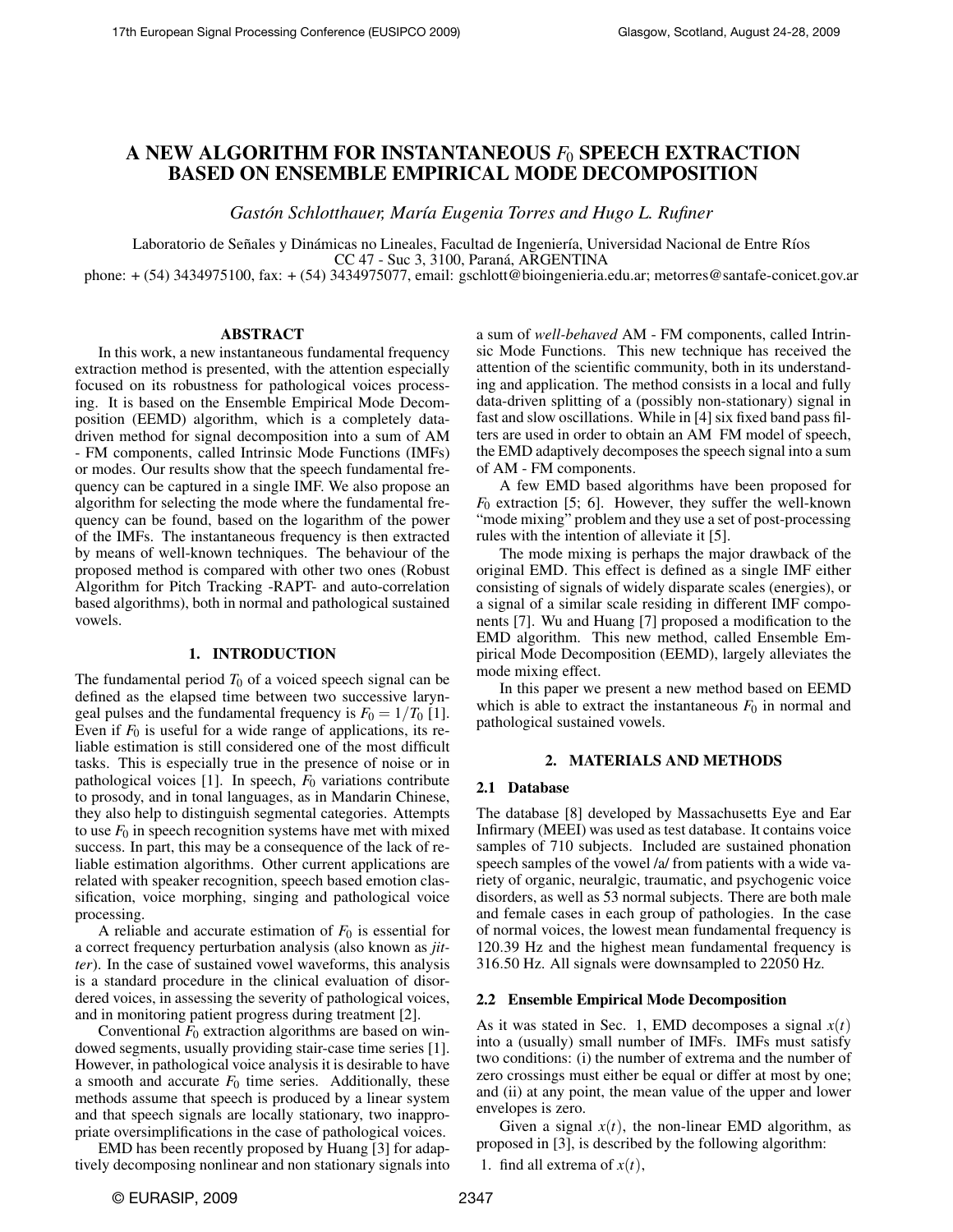# A NEW ALGORITHM FOR INSTANTANEOUS $F_0$ SPEECH EXTRACTION BASED ON ENSEMBLE EMPIRICAL MODE DECOMPOSITION

*Gastón Schlotthauer, María Eugenia Torres and Hugo L. Rufiner*

Laboratorio de Señales y Dinámicas no Lineales, Facultad de Ingeniería, Universidad Nacional de Entre Ríos
CC 47 - Suc 3, 3100, Paraná, ARGENTINA
phone: + (54) 3434975100, fax: + (54) 3434975077, email: gschlott@bioingenieria.edu.ar; metorres@santafe-conicet.gov.ar

## ABSTRACT

In this work, a new instantaneous fundamental frequency extraction method is presented, with the attention especially focused on its robustness for pathological voices processing. It is based on the Ensemble Empirical Mode Decomposition (EEMD) algorithm, which is a completely data-driven method for signal decomposition into a sum of AM - FM components, called Intrinsic Mode Functions (IMFs) or modes. Our results show that the speech fundamental frequency can be captured in a single IMF. We also propose an algorithm for selecting the mode where the fundamental frequency can be found, based on the logarithm of the power of the IMFs. The instantaneous frequency is then extracted by means of well-known techniques. The behaviour of the proposed method is compared with other two ones (Robust Algorithm for Pitch Tracking -RAPT- and auto-correlation based algorithms), both in normal and pathological sustained vowels.

## 1. INTRODUCTION

The fundamental period $T_0$ of a voiced speech signal can be defined as the elapsed time between two successive laryngeal pulses and the fundamental frequency is $F_0 = 1/T_0$ [1]. Even if $F_0$ is useful for a wide range of applications, its reliable estimation is still considered one of the most difficult tasks. This is especially true in the presence of noise or in pathological voices [1]. In speech, $F_0$ variations contribute to prosody, and in tonal languages, as in Mandarin Chinese, they also help to distinguish segmental categories. Attempts to use $F_0$ in speech recognition systems have met with mixed success. In part, this may be a consequence of the lack of reliable estimation algorithms. Other current applications are related with speaker recognition, speech based emotion classification, voice morphing, singing and pathological voice processing.

A reliable and accurate estimation of $F_0$ is essential for a correct frequency perturbation analysis (also known as *jitter*). In the case of sustained vowel waveforms, this analysis is a standard procedure in the clinical evaluation of disordered voices, in assessing the severity of pathological voices, and in monitoring patient progress during treatment [2].

Conventional $F_0$ extraction algorithms are based on windowed segments, usually providing stair-case time series [1]. However, in pathological voice analysis it is desirable to have a smooth and accurate $F_0$ time series. Additionally, these methods assume that speech is produced by a linear system and that speech signals are locally stationary, two inappropriate oversimplifications in the case of pathological voices.

EMD has been recently proposed by Huang [3] for adaptively decomposing nonlinear and non stationary signals into a sum of *well-behaved* AM - FM components, called Intrinsic Mode Functions. This new technique has received the attention of the scientific community, both in its understanding and application. The method consists in a local and fully data-driven splitting of a (possibly non-stationary) signal in fast and slow oscillations. While in [4] six fixed band pass filters are used in order to obtain an AM FM model of speech, the EMD adaptively decomposes the speech signal into a sum of AM - FM components.

A few EMD based algorithms have been proposed for $F_0$ extraction [5; 6]. However, they suffer the well-known "mode mixing" problem and they use a set of post-processing rules with the intention of alleviate it [5].

The mode mixing is perhaps the major drawback of the original EMD. This effect is defined as a single IMF either consisting of signals of widely disparate scales (energies), or a signal of a similar scale residing in different IMF components [7]. Wu and Huang [7] proposed a modification to the EMD algorithm. This new method, called Ensemble Empirical Mode Decomposition (EEMD), largely alleviates the mode mixing effect.

In this paper we present a new method based on EEMD which is able to extract the instantaneous $F_0$ in normal and pathological sustained vowels.

## 2. MATERIALS AND METHODS

### 2.1 Database

The database [8] developed by Massachusetts Eye and Ear Infirmary (MEEI) was used as test database. It contains voice samples of 710 subjects. Included are sustained phonation speech samples of the vowel /a/ from patients with a wide variety of organic, neuralgic, traumatic, and psychogenic voice disorders, as well as 53 normal subjects. There are both male and female cases in each group of pathologies. In the case of normal voices, the lowest mean fundamental frequency is 120.39 Hz and the highest mean fundamental frequency is 316.50 Hz. All signals were downsampled to 22050 Hz.

### 2.2 Ensemble Empirical Mode Decomposition

As it was stated in Sec. 1, EMD decomposes a signal $x(t)$ into a (usually) small number of IMFs. IMFs must satisfy two conditions: (i) the number of extrema and the number of zero crossings must either be equal or differ at most by one; and (ii) at any point, the mean value of the upper and lower envelopes is zero.

Given a signal $x(t)$, the non-linear EMD algorithm, as proposed in [3], is described by the following algorithm:

1. find all extrema of $x(t)$,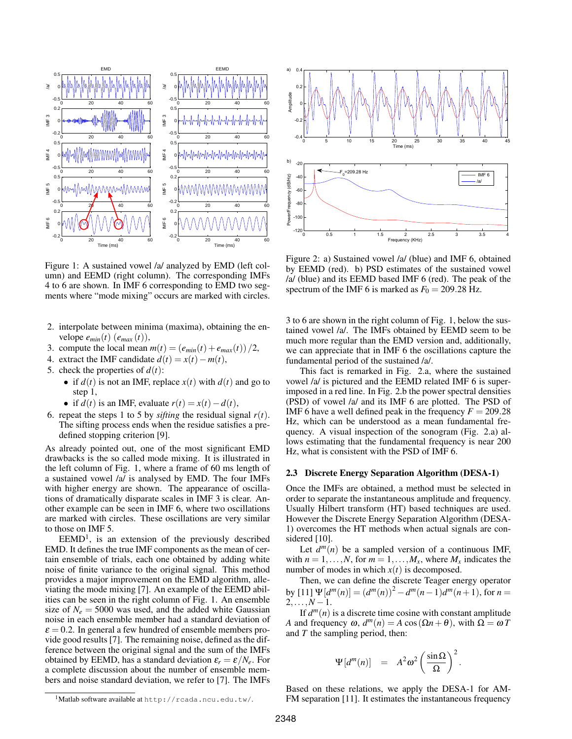Figure 1: A sustained vowel /a/ analyzed by EMD (left column) and EEMD (right column). The corresponding IMFs 4 to 6 are shown. In IMF 6 corresponding to EMD two segments where "mode mixing" occurs are marked with circles.

Figure 2: a) Sustained vowel /a/ (blue) and IMF 6, obtained by EEMD (red). b) PSD estimates of the sustained vowel /a/ (blue) and its EEMD based IMF 6 (red). The peak of the spectrum of the IMF 6 is marked as $F_0 = 209.28$ Hz.

2. interpolate between minima (maxima), obtaining the envelope $e_{min}(t)$ ($e_{max}(t)$),
3. compute the local mean $m(t) = (e_{min}(t) + e_{max}(t))/2$,
4. extract the IMF candidate $d(t) = x(t) - m(t)$,
5. check the properties of $d(t)$:
   - if $d(t)$ is not an IMF, replace $x(t)$ with $d(t)$ and go to step 1,
   - if $d(t)$ is an IMF, evaluate $r(t) = x(t) - d(t)$,
6. repeat the steps 1 to 5 by *sifting* the residual signal $r(t)$. The sifting process ends when the residue satisfies a predefined stopping criterion [9].

As already pointed out, one of the most significant EMD drawbacks is the so called mode mixing. It is illustrated in the left column of Fig. 1, where a frame of 60 ms length of a sustained vowel /a/ is analysed by EMD. The four IMFs with higher energy are shown. The appearance of oscillations of dramatically disparate scales in IMF 3 is clear. Another example can be seen in IMF 6, where two oscillations are marked with circles. These oscillations are very similar to those on IMF 5.

EEMD[1], is an extension of the previously described EMD. It defines the true IMF components as the mean of certain ensemble of trials, each one obtained by adding white noise of finite variance to the original signal. This method provides a major improvement on the EMD algorithm, alleviating the mode mixing [7]. An example of the EEMD abilities can be seen in the right column of Fig. 1. An ensemble size of $N_e = 5000$ was used, and the added white Gaussian noise in each ensemble member had a standard deviation of $\varepsilon = 0.2$. In general a few hundred of ensemble members provide good results [7]. The remaining noise, defined as the difference between the original signal and the sum of the IMFs obtained by EEMD, has a standard deviation $\varepsilon_r = \varepsilon/N_e$. For a complete discussion about the number of ensemble members and noise standard deviation, we refer to [7]. The IMFs 3 to 6 are shown in the right column of Fig. 1, below the sustained vowel /a/. The IMFs obtained by EEMD seem to be much more regular than the EMD version and, additionally, we can appreciate that in IMF 6 the oscillations capture the fundamental period of the sustained /a/.

This fact is remarked in Fig. 2.a, where the sustained vowel /a/ is pictured and the EEMD related IMF 6 is superimposed in a red line. In Fig. 2.b the power spectral densities (PSD) of vowel /a/ and its IMF 6 are plotted. The PSD of IMF 6 have a well defined peak in the frequency $F = 209.28$ Hz, which can be understood as a mean fundamental frequency. A visual inspection of the sonogram (Fig. 2.a) allows estimating that the fundamental frequency is near 200 Hz, what is consistent with the PSD of IMF 6.

### 2.3 Discrete Energy Separation Algorithm (DESA-1)

Once the IMFs are obtained, a method must be selected in order to separate the instantaneous amplitude and frequency. Usually Hilbert transform (HT) based techniques are used. However the Discrete Energy Separation Algorithm (DESA-1) overcomes the HT methods when actual signals are considered [10].

Let $d^m(n)$ be a sampled version of a continuous IMF, with $n = 1, \ldots, N$, for $m = 1, \ldots, M_x$, where $M_x$ indicates the number of modes in which $x(t)$ is decomposed.

Then, we can define the discrete Teager energy operator by [11] $\Psi[d^m(n)] = (d^m(n))^2 - d^m(n-1)d^m(n+1)$, for $n = 2, \ldots, N-1$.

If $d^m(n)$ is a discrete time cosine with constant amplitude $A$ and frequency $\omega$, $d^m(n) = A\cos(\Omega n + \theta)$, with $\Omega = \omega T$ and $T$ the sampling period, then:

$$\Psi[d^m(n)] \quad = \quad A^2\omega^2 \left(\frac{\sin\Omega}{\Omega}\right)^2.$$

Based on these relations, we apply the DESA-1 for AM-FM separation [11]. It estimates the instantaneous frequency

[1] Matlab software available at http://rcada.ncu.edu.tw/.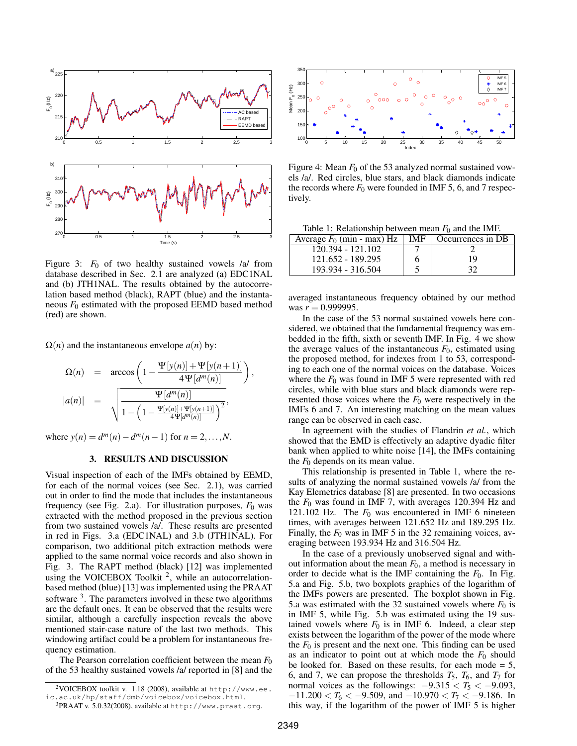Figure 3: $F_0$ of two healthy sustained vowels /a/ from database described in Sec. 2.1 are analyzed (a) EDC1NAL and (b) JTH1NAL. The results obtained by the autocorrelation based method (black), RAPT (blue) and the instantaneous $F_0$ estimated with the proposed EEMD based method (red) are shown.

$\Omega(n)$ and the instantaneous envelope $a(n)$ by:

$$\Omega(n) = \arccos\left(1 - \frac{\Psi[y(n)] + \Psi[y(n+1)]}{4\,\Psi[d^m(n)]}\right),$$

$$|a(n)| = \sqrt{\frac{\Psi[d^m(n)]}{1 - \left(1 - \frac{\Psi[y(n)]+\Psi[y(n+1)]}{4\Psi[d^m(n)]}\right)^2}},$$

where $y(n) = d^m(n) - d^m(n-1)$ for $n = 2, \ldots, N$.

## 3. RESULTS AND DISCUSSION

Visual inspection of each of the IMFs obtained by EEMD, for each of the normal voices (see Sec. 2.1), was carried out in order to find the mode that includes the instantaneous frequency (see Fig. 2.a). For illustration purposes, $F_0$ was extracted with the method proposed in the previous section from two sustained vowels /a/. These results are presented in red in Figs. 3.a (EDC1NAL) and 3.b (JTH1NAL). For comparison, two additional pitch extraction methods were applied to the same normal voice records and also shown in Fig. 3. The RAPT method (black) [12] was implemented using the VOICEBOX Toolkit [2], while an autocorrelation-based method (blue) [13] was implemented using the PRAAT software [3]. The parameters involved in these two algorithms are the default ones. It can be observed that the results were similar, although a carefully inspection reveals the above mentioned stair-case nature of the last two methods. This windowing artifact could be a problem for instantaneous frequency estimation.

The Pearson correlation coefficient between the mean $F_0$ of the 53 healthy sustained vowels /a/ reported in [8] and the averaged instantaneous frequency obtained by our method was $r = 0.999995$.

In the case of the 53 normal sustained vowels here considered, we obtained that the fundamental frequency was embedded in the fifth, sixth or seventh IMF. In Fig. 4 we show the average values of the instantaneous $F_0$, estimated using the proposed method, for indexes from 1 to 53, corresponding to each one of the normal voices on the database. Voices where the $F_0$ was found in IMF 5 were represented with red circles, while with blue stars and black diamonds were represented those voices where the $F_0$ were respectively in the IMFs 6 and 7. An interesting matching on the mean values range can be observed in each case.

In agreement with the studies of Flandrin *et al.*, which showed that the EMD is effectively an adaptive dyadic filter bank when applied to white noise [14], the IMFs containing the $F_0$ depends on its mean value.

Figure 4: Mean $F_0$ of the 53 analyzed normal sustained vowels /a/. Red circles, blue stars, and black diamonds indicate the records where $F_0$ were founded in IMF 5, 6, and 7 respectively.

Table 1: Relationship between mean $F_0$ and the IMF.

| Average $F_0$ (min - max) Hz | IMF | Occurrences in DB |
|---|---|---|
| 120.394 - 121.102 | 7 | 2 |
| 121.652 - 189.295 | 6 | 19 |
| 193.934 - 316.504 | 5 | 32 |

This relationship is presented in Table 1, where the results of analyzing the normal sustained vowels /a/ from the Kay Elemetrics database [8] are presented. In two occasions the $F_0$ was found in IMF 7, with averages 120.394 Hz and 121.102 Hz. The $F_0$ was encountered in IMF 6 nineteen times, with averages between 121.652 Hz and 189.295 Hz. Finally, the $F_0$ was in IMF 5 in the 32 remaining voices, averaging between 193.934 Hz and 316.504 Hz.

In the case of a previously unobserved signal and without information about the mean $F_0$, a method is necessary in order to decide what is the IMF containing the $F_0$. In Fig. 5.a and Fig. 5.b, two boxplots graphics of the logarithm of the IMFs powers are presented. The boxplot shown in Fig. 5.a was estimated with the 32 sustained vowels where $F_0$ is in IMF 5, while Fig. 5.b was estimated using the 19 sustained vowels where $F_0$ is in IMF 6. Indeed, a clear step exists between the logarithm of the power of the mode where the $F_0$ is present and the next one. This finding can be used as an indicator to point out at which mode the $F_0$ should be looked for. Based on these results, for each mode = 5, 6, and 7, we can propose the thresholds $T_5$, $T_6$, and $T_7$ for normal voices as the followings: $-9.315 < T_5 < -9.093$, $-11.200 < T_6 < -9.509$, and $-10.970 < T_7 < -9.186$. In this way, if the logarithm of the power of IMF 5 is higher

[2] VOICEBOX toolkit v. 1.18 (2008), available at http://www.ee.ic.ac.uk/hp/staff/dmb/voicebox/voicebox.html.

[3] PRAAT v. 5.0.32(2008), available at http://www.praat.org.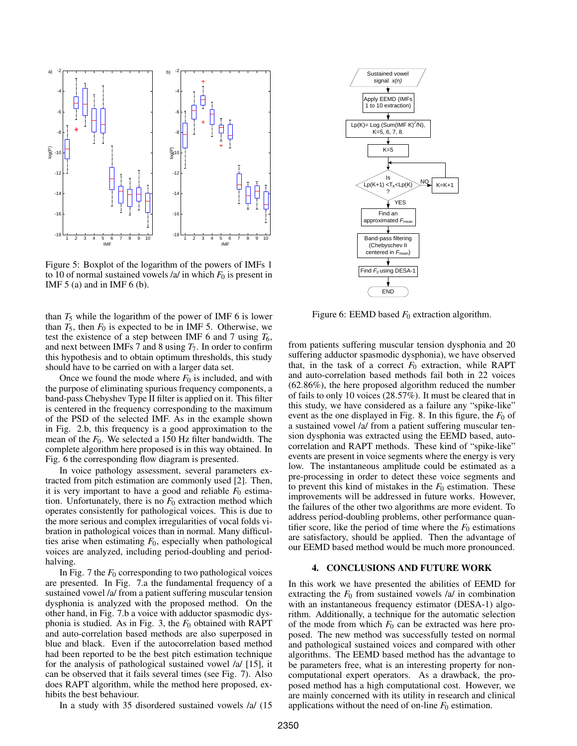Figure 5: Boxplot of the logarithm of the powers of IMFs 1 to 10 of normal sustained vowels /a/ in which $F_0$ is present in IMF 5 (a) and in IMF 6 (b).

than $T_5$ while the logarithm of the power of IMF 6 is lower than $T_5$, then $F_0$ is expected to be in IMF 5. Otherwise, we test the existence of a step between IMF 6 and 7 using $T_6$, and next between IMFs 7 and 8 using $T_7$. In order to confirm this hypothesis and to obtain optimum thresholds, this study should have to be carried on with a larger data set.

Once we found the mode where $F_0$ is included, and with the purpose of eliminating spurious frequency components, a band-pass Chebyshev Type II filter is applied on it. This filter is centered in the frequency corresponding to the maximum of the PSD of the selected IMF. As in the example shown in Fig. 2.b, this frequency is a good approximation to the mean of the $F_0$. We selected a 150 Hz filter bandwidth. The complete algorithm here proposed is in this way obtained. In Fig. 6 the corresponding flow diagram is presented.

In voice pathology assessment, several parameters extracted from pitch estimation are commonly used [2]. Then, it is very important to have a good and reliable $F_0$ estimation. Unfortunately, there is no $F_0$ extraction method which operates consistently for pathological voices. This is due to the more serious and complex irregularities of vocal folds vibration in pathological voices than in normal. Many difficulties arise when estimating $F_0$, especially when pathological voices are analyzed, including period-doubling and period-halving.

In Fig. 7 the $F_0$ corresponding to two pathological voices are presented. In Fig. 7.a the fundamental frequency of a sustained vowel /a/ from a patient suffering muscular tension dysphonia is analyzed with the proposed method. On the other hand, in Fig. 7.b a voice with adductor spasmodic dysphonia is studied. As in Fig. 3, the $F_0$ obtained with RAPT and auto-correlation based methods are also superposed in blue and black. Even if the autocorrelation based method had been reported to be the best pitch estimation technique for the analysis of pathological sustained vowel /a/ [15], it can be observed that it fails several times (see Fig. 7). Also does RAPT algorithm, while the method here proposed, exhibits the best behaviour.

In a study with 35 disordered sustained vowels /a/ (15 from patients suffering muscular tension dysphonia and 20 suffering adductor spasmodic dysphonia), we have observed that, in the task of a correct $F_0$ extraction, while RAPT and auto-correlation based methods fail both in 22 voices (62.86%), the here proposed algorithm reduced the number of fails to only 10 voices (28.57%). It must be cleared that in this study, we have considered as a failure any "spike-like" event as the one displayed in Fig. 8. In this figure, the $F_0$ of a sustained vowel /a/ from a patient suffering muscular tension dysphonia was extracted using the EEMD based, autocorrelation and RAPT methods. These kind of "spike-like" events are present in voice segments where the energy is very low. The instantaneous amplitude could be estimated as a pre-processing in order to detect these voice segments and to prevent this kind of mistakes in the $F_0$ estimation. These improvements will be addressed in future works. However, the failures of the other two algorithms are more evident. To address period-doubling problems, other performance quantifier score, like the period of time where the $F_0$ estimations are satisfactory, should be applied. Then the advantage of our EEMD based method would be much more pronounced.

Figure 6: EEMD based $F_0$ extraction algorithm.

## 4. CONCLUSIONS AND FUTURE WORK

In this work we have presented the abilities of EEMD for extracting the $F_0$ from sustained vowels /a/ in combination with an instantaneous frequency estimator (DESA-1) algorithm. Additionally, a technique for the automatic selection of the mode from which $F_0$ can be extracted was here proposed. The new method was successfully tested on normal and pathological sustained voices and compared with other algorithms. The EEMD based method has the advantage to be parameters free, what is an interesting property for non-computational expert operators. As a drawback, the proposed method has a high computational cost. However, we are mainly concerned with its utility in research and clinical applications without the need of on-line $F_0$ estimation.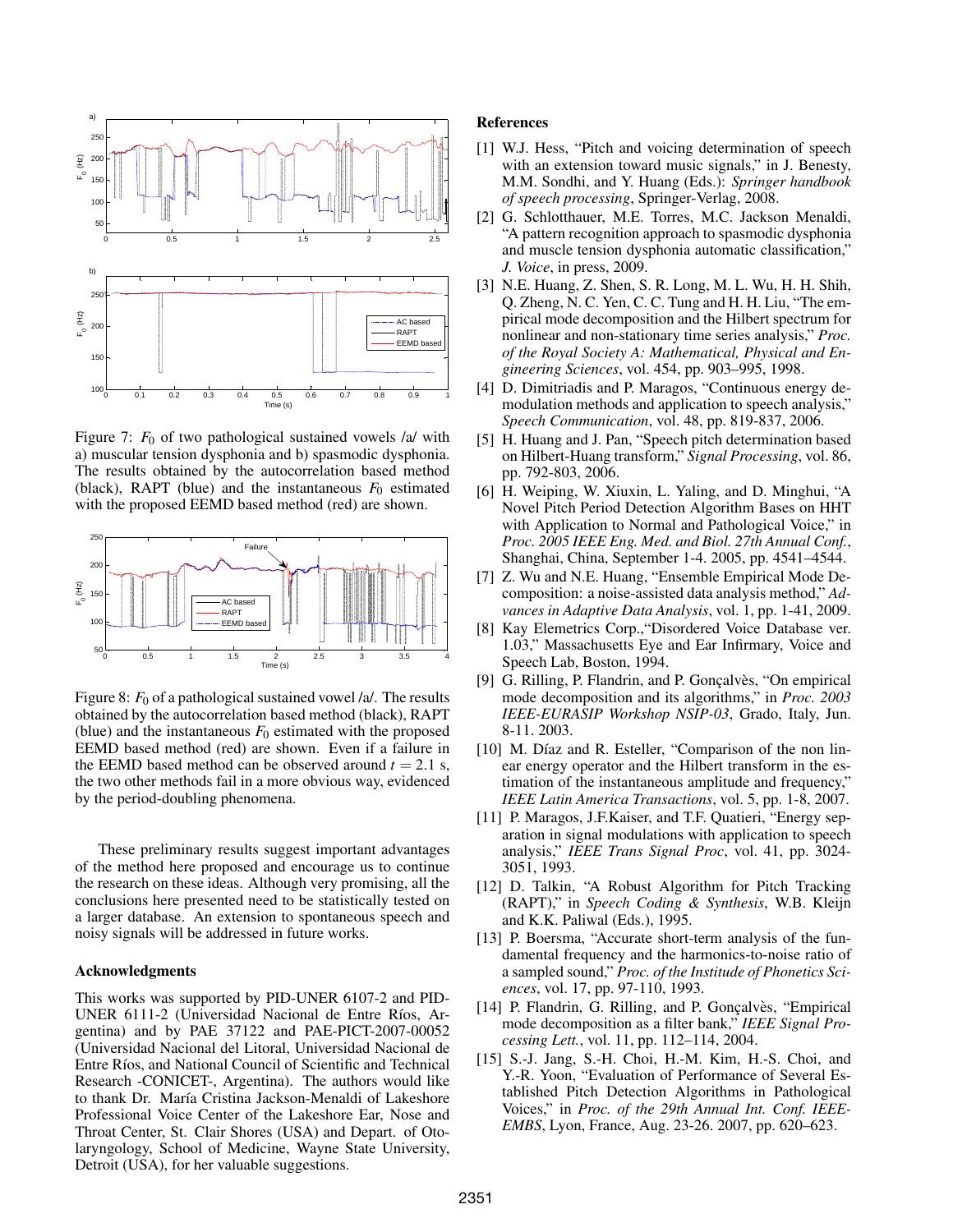a)

250
200
150
100
50

$F_0$ (Hz)

0 0.5 1 1.5 2 2.5

b)

250
200
150
100

$F_0$ (Hz)

0 0.1 0.2 0.3 0.4 0.5 0.6 0.7 0.8 0.9 1

Time (s)

AC based
RAPT
EEMD based

Figure 7: $F_0$ of two pathological sustained vowels /a/ with a) muscular tension dysphonia and b) spasmodic dysphonia. The results obtained by the autocorrelation based method (black), RAPT (blue) and the instantaneous $F_0$ estimated with the proposed EEMD based method (red) are shown.

250
200
150
100
50

$F_0$ (Hz)

Failure

AC based
RAPT
EEMD based

0 0.5 1 1.5 2 2.5 3 3.5 4

Time (s)

Figure 8: $F_0$ of a pathological sustained vowel /a/. The results obtained by the autocorrelation based method (black), RAPT (blue) and the instantaneous $F_0$ estimated with the proposed EEMD based method (red) are shown. Even if a failure in the EEMD based method can be observed around $t = 2.1$ s, the two other methods fail in a more obvious way, evidenced by the period-doubling phenomena.

These preliminary results suggest important advantages of the method here proposed and encourage us to continue the research on these ideas. Although very promising, all the conclusions here presented need to be statistically tested on a larger database. An extension to spontaneous speech and noisy signals will be addressed in future works.

### Acknowledgments

This works was supported by PID-UNER 6107-2 and PID-UNER 6111-2 (Universidad Nacional de Entre Ríos, Argentina) and by PAE 37122 and PAE-PICT-2007-00052 (Universidad Nacional del Litoral, Universidad Nacional de Entre Ríos, and National Council of Scientific and Technical Research -CONICET-, Argentina). The authors would like to thank Dr. María Cristina Jackson-Menaldi of Lakeshore Professional Voice Center of the Lakeshore Ear, Nose and Throat Center, St. Clair Shores (USA) and Depart. of Otolaryngology, School of Medicine, Wayne State University, Detroit (USA), for her valuable suggestions.

### References

[1] W.J. Hess, "Pitch and voicing determination of speech with an extension toward music signals," in J. Benesty, M.M. Sondhi, and Y. Huang (Eds.): *Springer handbook of speech processing*, Springer-Verlag, 2008.

[2] G. Schlotthauer, M.E. Torres, M.C. Jackson Menaldi, "A pattern recognition approach to spasmodic dysphonia and muscle tension dysphonia automatic classification," *J. Voice*, in press, 2009.

[3] N.E. Huang, Z. Shen, S. R. Long, M. L. Wu, H. H. Shih, Q. Zheng, N. C. Yen, C. C. Tung and H. H. Liu, "The empirical mode decomposition and the Hilbert spectrum for nonlinear and non-stationary time series analysis," *Proc. of the Royal Society A: Mathematical, Physical and Engineering Sciences*, vol. 454, pp. 903–995, 1998.

[4] D. Dimitriadis and P. Maragos, "Continuous energy demodulation methods and application to speech analysis," *Speech Communication*, vol. 48, pp. 819-837, 2006.

[5] H. Huang and J. Pan, "Speech pitch determination based on Hilbert-Huang transform," *Signal Processing*, vol. 86, pp. 792-803, 2006.

[6] H. Weiping, W. Xiuxin, L. Yaling, and D. Minghui, "A Novel Pitch Period Detection Algorithm Bases on HHT with Application to Normal and Pathological Voice," in *Proc. 2005 IEEE Eng. Med. and Biol. 27th Annual Conf.*, Shanghai, China, September 1-4. 2005, pp. 4541–4544.

[7] Z. Wu and N.E. Huang, "Ensemble Empirical Mode Decomposition: a noise-assisted data analysis method," *Advances in Adaptive Data Analysis*, vol. 1, pp. 1-41, 2009.

[8] Kay Elemetrics Corp.,"Disordered Voice Database ver. 1.03," Massachusetts Eye and Ear Infirmary, Voice and Speech Lab, Boston, 1994.

[9] G. Rilling, P. Flandrin, and P. Gonçalvès, "On empirical mode decomposition and its algorithms," in *Proc. 2003 IEEE-EURASIP Workshop NSIP-03*, Grado, Italy, Jun. 8-11. 2003.

[10] M. Díaz and R. Esteller, "Comparison of the non linear energy operator and the Hilbert transform in the estimation of the instantaneous amplitude and frequency," *IEEE Latin America Transactions*, vol. 5, pp. 1-8, 2007.

[11] P. Maragos, J.F.Kaiser, and T.F. Quatieri, "Energy separation in signal modulations with application to speech analysis," *IEEE Trans Signal Proc*, vol. 41, pp. 3024-3051, 1993.

[12] D. Talkin, "A Robust Algorithm for Pitch Tracking (RAPT)," in *Speech Coding & Synthesis*, W.B. Kleijn and K.K. Paliwal (Eds.), 1995.

[13] P. Boersma, "Accurate short-term analysis of the fundamental frequency and the harmonics-to-noise ratio of a sampled sound," *Proc. of the Institude of Phonetics Sciences*, vol. 17, pp. 97-110, 1993.

[14] P. Flandrin, G. Rilling, and P. Gonçalvès, "Empirical mode decomposition as a filter bank," *IEEE Signal Processing Lett.*, vol. 11, pp. 112–114, 2004.

[15] S.-J. Jang, S.-H. Choi, H.-M. Kim, H.-S. Choi, and Y.-R. Yoon, "Evaluation of Performance of Several Established Pitch Detection Algorithms in Pathological Voices," in *Proc. of the 29th Annual Int. Conf. IEEE-EMBS*, Lyon, France, Aug. 23-26. 2007, pp. 620–623.